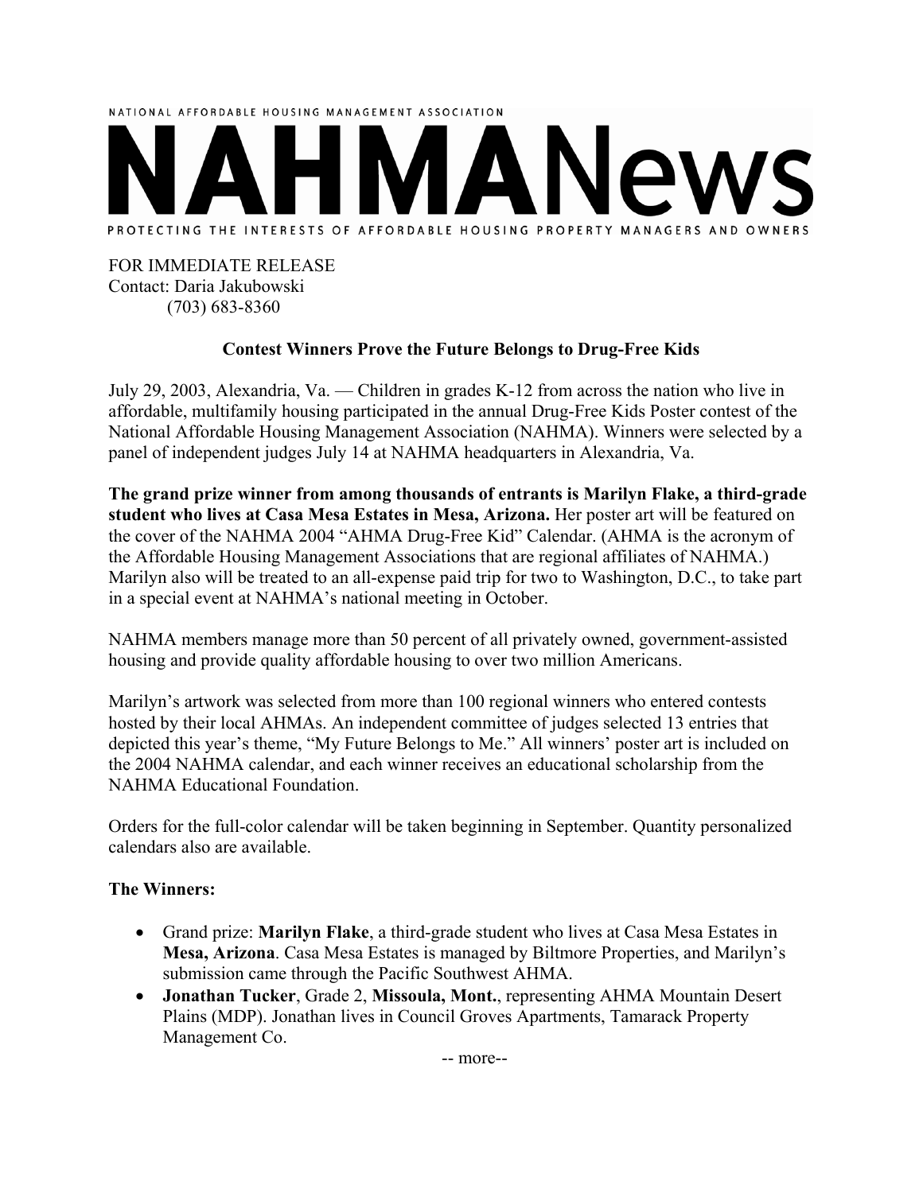NATIONAL AFFORDABLE HOUSING MANAGEMENT ASSOCIATION

# NAHMANews

PROTECTING THE INTERESTS OF AFFORDABLE HOUSING PROPERTY MANAGERS AND OWNERS

FOR IMMEDIATE RELEASE
Contact: Daria Jakubowski
(703) 683-8360

**Contest Winners Prove the Future Belongs to Drug-Free Kids**

July 29, 2003, Alexandria, Va. — Children in grades K-12 from across the nation who live in affordable, multifamily housing participated in the annual Drug-Free Kids Poster contest of the National Affordable Housing Management Association (NAHMA). Winners were selected by a panel of independent judges July 14 at NAHMA headquarters in Alexandria, Va.

**The grand prize winner from among thousands of entrants is Marilyn Flake, a third-grade student who lives at Casa Mesa Estates in Mesa, Arizona.** Her poster art will be featured on the cover of the NAHMA 2004 "AHMA Drug-Free Kid" Calendar. (AHMA is the acronym of the Affordable Housing Management Associations that are regional affiliates of NAHMA.) Marilyn also will be treated to an all-expense paid trip for two to Washington, D.C., to take part in a special event at NAHMA's national meeting in October.

NAHMA members manage more than 50 percent of all privately owned, government-assisted housing and provide quality affordable housing to over two million Americans.

Marilyn's artwork was selected from more than 100 regional winners who entered contests hosted by their local AHMAs. An independent committee of judges selected 13 entries that depicted this year's theme, "My Future Belongs to Me." All winners' poster art is included on the 2004 NAHMA calendar, and each winner receives an educational scholarship from the NAHMA Educational Foundation.

Orders for the full-color calendar will be taken beginning in September. Quantity personalized calendars also are available.

**The Winners:**

- Grand prize: **Marilyn Flake**, a third-grade student who lives at Casa Mesa Estates in **Mesa, Arizona**. Casa Mesa Estates is managed by Biltmore Properties, and Marilyn's submission came through the Pacific Southwest AHMA.
- **Jonathan Tucker**, Grade 2, **Missoula, Mont.**, representing AHMA Mountain Desert Plains (MDP). Jonathan lives in Council Groves Apartments, Tamarack Property Management Co.

-- more--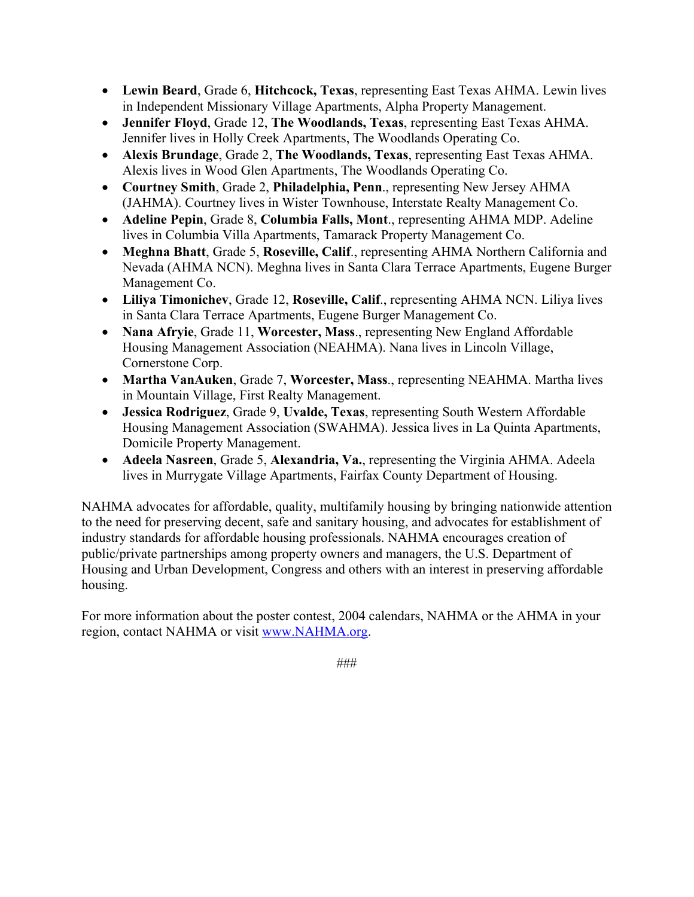- **Lewin Beard**, Grade 6, **Hitchcock, Texas**, representing East Texas AHMA. Lewin lives in Independent Missionary Village Apartments, Alpha Property Management.
- **Jennifer Floyd**, Grade 12, **The Woodlands, Texas**, representing East Texas AHMA. Jennifer lives in Holly Creek Apartments, The Woodlands Operating Co.
- **Alexis Brundage**, Grade 2, **The Woodlands, Texas**, representing East Texas AHMA. Alexis lives in Wood Glen Apartments, The Woodlands Operating Co.
- **Courtney Smith**, Grade 2, **Philadelphia, Penn**., representing New Jersey AHMA (JAHMA). Courtney lives in Wister Townhouse, Interstate Realty Management Co.
- **Adeline Pepin**, Grade 8, **Columbia Falls, Mont**., representing AHMA MDP. Adeline lives in Columbia Villa Apartments, Tamarack Property Management Co.
- **Meghna Bhatt**, Grade 5, **Roseville, Calif**., representing AHMA Northern California and Nevada (AHMA NCN). Meghna lives in Santa Clara Terrace Apartments, Eugene Burger Management Co.
- **Liliya Timonichev**, Grade 12, **Roseville, Calif**., representing AHMA NCN. Liliya lives in Santa Clara Terrace Apartments, Eugene Burger Management Co.
- **Nana Afryie**, Grade 11, **Worcester, Mass**., representing New England Affordable Housing Management Association (NEAHMA). Nana lives in Lincoln Village, Cornerstone Corp.
- **Martha VanAuken**, Grade 7, **Worcester, Mass**., representing NEAHMA. Martha lives in Mountain Village, First Realty Management.
- **Jessica Rodriguez**, Grade 9, **Uvalde, Texas**, representing South Western Affordable Housing Management Association (SWAHMA). Jessica lives in La Quinta Apartments, Domicile Property Management.
- **Adeela Nasreen**, Grade 5, **Alexandria, Va.**, representing the Virginia AHMA. Adeela lives in Murrygate Village Apartments, Fairfax County Department of Housing.

NAHMA advocates for affordable, quality, multifamily housing by bringing nationwide attention to the need for preserving decent, safe and sanitary housing, and advocates for establishment of industry standards for affordable housing professionals. NAHMA encourages creation of public/private partnerships among property owners and managers, the U.S. Department of Housing and Urban Development, Congress and others with an interest in preserving affordable housing.

For more information about the poster contest, 2004 calendars, NAHMA or the AHMA in your region, contact NAHMA or visit www.NAHMA.org.

###